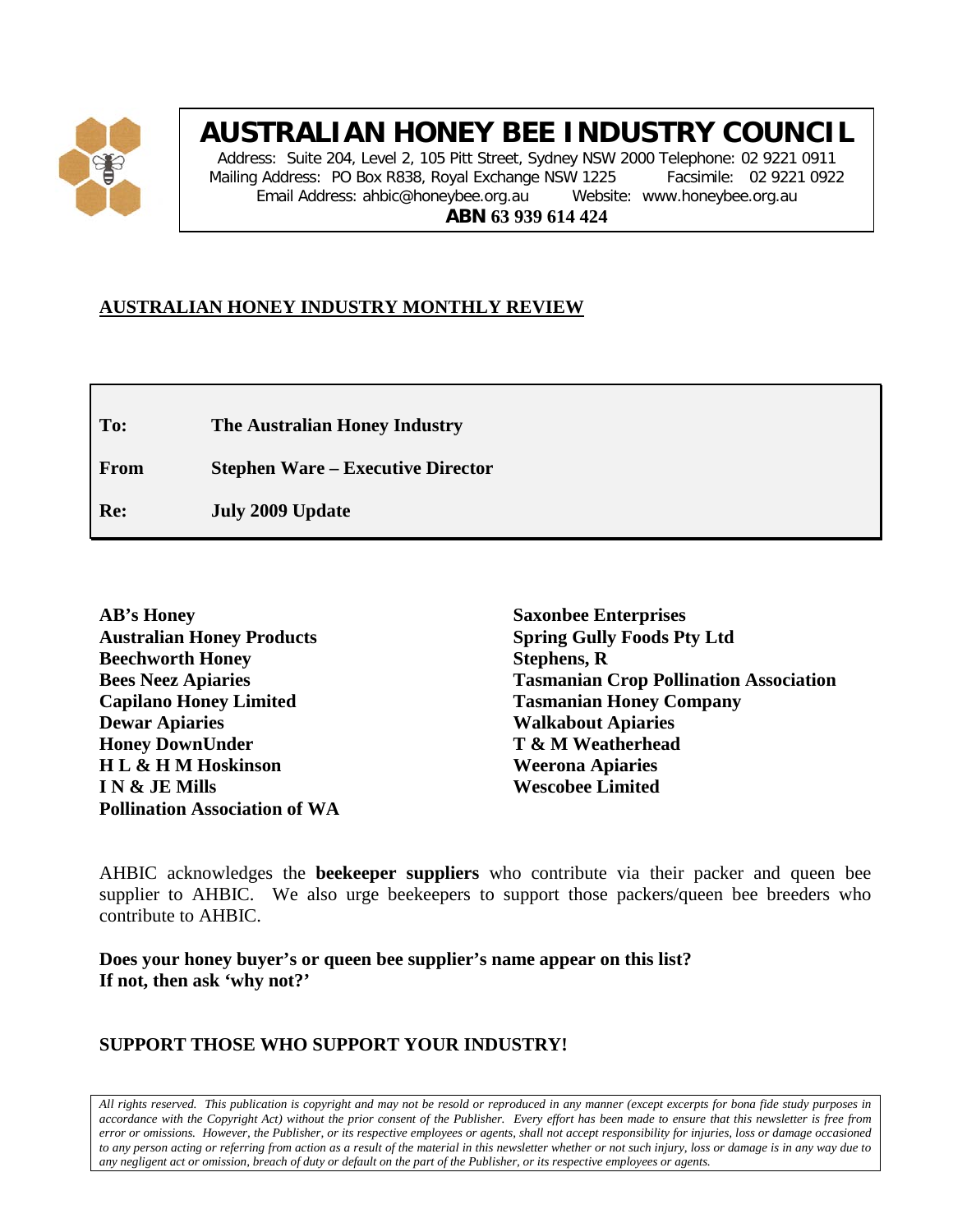# AUSTRALIAN HONEY BEE INDUSTRY COUNCIL

Address: Suite 204, Level 2, 105 Pitt Street, Sydney NSW 2000 Telephone: 02 9221 0911
Mailing Address: PO Box R838, Royal Exchange NSW 1225 Facsimile: 02 9221 0922
Email Address: ahbic@honeybee.org.au Website: www.honeybee.org.au
**ABN 63 939 614 424**

## AUSTRALIAN HONEY INDUSTRY MONTHLY REVIEW

| | |
|---|---|
| **To:** | **The Australian Honey Industry** |
| **From** | **Stephen Ware – Executive Director** |
| **Re:** | **July 2009 Update** |

**AB's Honey**
**Australian Honey Products**
**Beechworth Honey**
**Bees Neez Apiaries**
**Capilano Honey Limited**
**Dewar Apiaries**
**Honey DownUnder**
**H L & H M Hoskinson**
**I N & JE Mills**
**Pollination Association of WA**
**Saxonbee Enterprises**
**Spring Gully Foods Pty Ltd**
**Stephens, R**
**Tasmanian Crop Pollination Association**
**Tasmanian Honey Company**
**Walkabout Apiaries**
**T & M Weatherhead**
**Weerona Apiaries**
**Wescobee Limited**

AHBIC acknowledges the **beekeeper suppliers** who contribute via their packer and queen bee supplier to AHBIC. We also urge beekeepers to support those packers/queen bee breeders who contribute to AHBIC.

**Does your honey buyer's or queen bee supplier's name appear on this list?**
**If not, then ask 'why not?'**

**SUPPORT THOSE WHO SUPPORT YOUR INDUSTRY!**

*All rights reserved. This publication is copyright and may not be resold or reproduced in any manner (except excerpts for bona fide study purposes in accordance with the Copyright Act) without the prior consent of the Publisher. Every effort has been made to ensure that this newsletter is free from error or omissions. However, the Publisher, or its respective employees or agents, shall not accept responsibility for injuries, loss or damage occasioned to any person acting or referring from action as a result of the material in this newsletter whether or not such injury, loss or damage is in any way due to any negligent act or omission, breach of duty or default on the part of the Publisher, or its respective employees or agents.*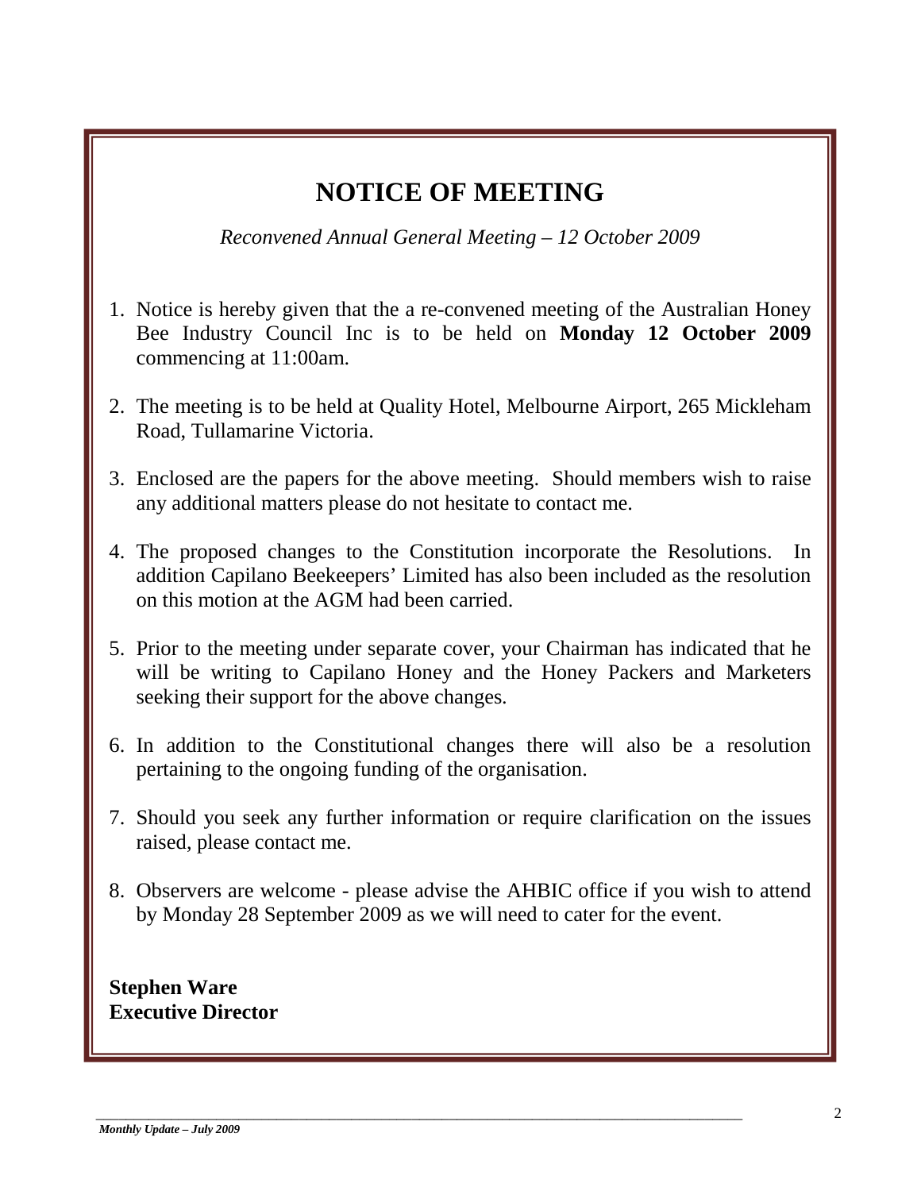# NOTICE OF MEETING

*Reconvened Annual General Meeting – 12 October 2009*

1. Notice is hereby given that the a re-convened meeting of the Australian Honey Bee Industry Council Inc is to be held on **Monday 12 October 2009** commencing at 11:00am.

2. The meeting is to be held at Quality Hotel, Melbourne Airport, 265 Mickleham Road, Tullamarine Victoria.

3. Enclosed are the papers for the above meeting. Should members wish to raise any additional matters please do not hesitate to contact me.

4. The proposed changes to the Constitution incorporate the Resolutions. In addition Capilano Beekeepers' Limited has also been included as the resolution on this motion at the AGM had been carried.

5. Prior to the meeting under separate cover, your Chairman has indicated that he will be writing to Capilano Honey and the Honey Packers and Marketers seeking their support for the above changes.

6. In addition to the Constitutional changes there will also be a resolution pertaining to the ongoing funding of the organisation.

7. Should you seek any further information or require clarification on the issues raised, please contact me.

8. Observers are welcome - please advise the AHBIC office if you wish to attend by Monday 28 September 2009 as we will need to cater for the event.

**Stephen Ware**
**Executive Director**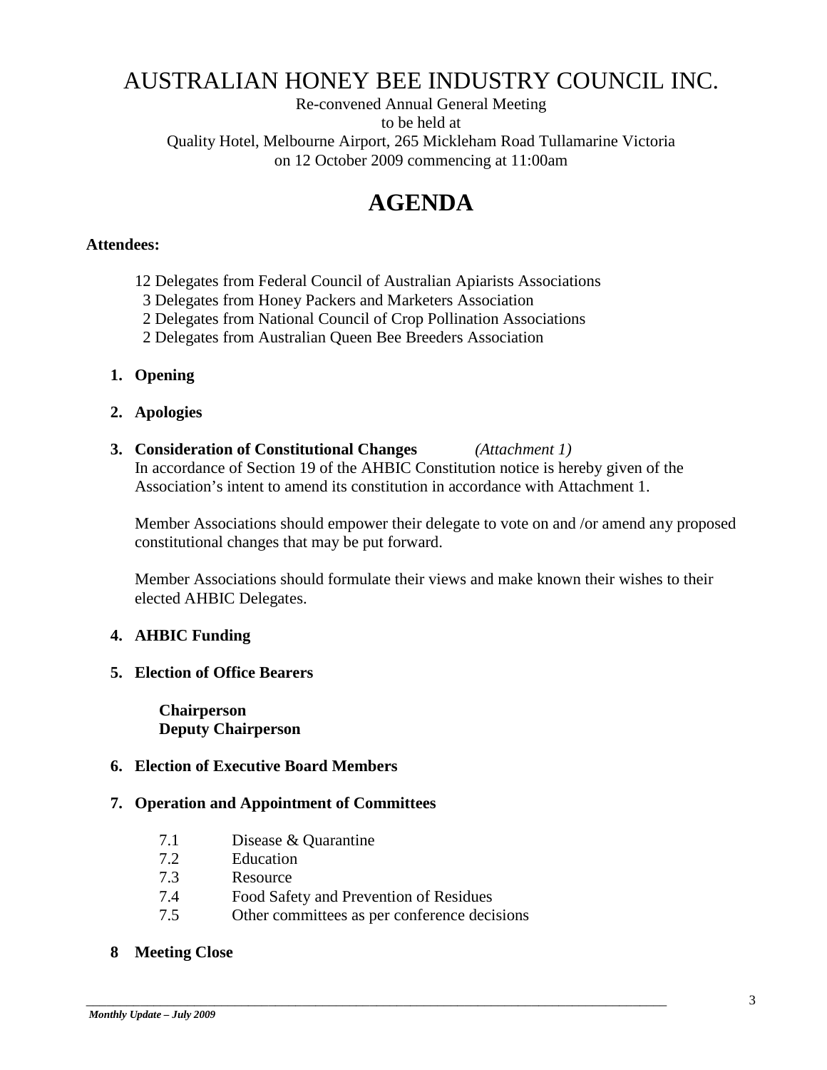# AUSTRALIAN HONEY BEE INDUSTRY COUNCIL INC.

Re-convened Annual General Meeting
to be held at
Quality Hotel, Melbourne Airport, 265 Mickleham Road Tullamarine Victoria
on 12 October 2009 commencing at 11:00am

## AGENDA

**Attendees:**

12 Delegates from Federal Council of Australian Apiarists Associations
3 Delegates from Honey Packers and Marketers Association
2 Delegates from National Council of Crop Pollination Associations
2 Delegates from Australian Queen Bee Breeders Association

1. **Opening**

2. **Apologies**

3. **Consideration of Constitutional Changes** *(Attachment 1)*
   In accordance of Section 19 of the AHBIC Constitution notice is hereby given of the Association's intent to amend its constitution in accordance with Attachment 1.

   Member Associations should empower their delegate to vote on and /or amend any proposed constitutional changes that may be put forward.

   Member Associations should formulate their views and make known their wishes to their elected AHBIC Delegates.

4. **AHBIC Funding**

5. **Election of Office Bearers**

   **Chairperson**
   **Deputy Chairperson**

6. **Election of Executive Board Members**

7. **Operation and Appointment of Committees**

   7.1 Disease & Quarantine
   7.2 Education
   7.3 Resource
   7.4 Food Safety and Prevention of Residues
   7.5 Other committees as per conference decisions

8. **Meeting Close**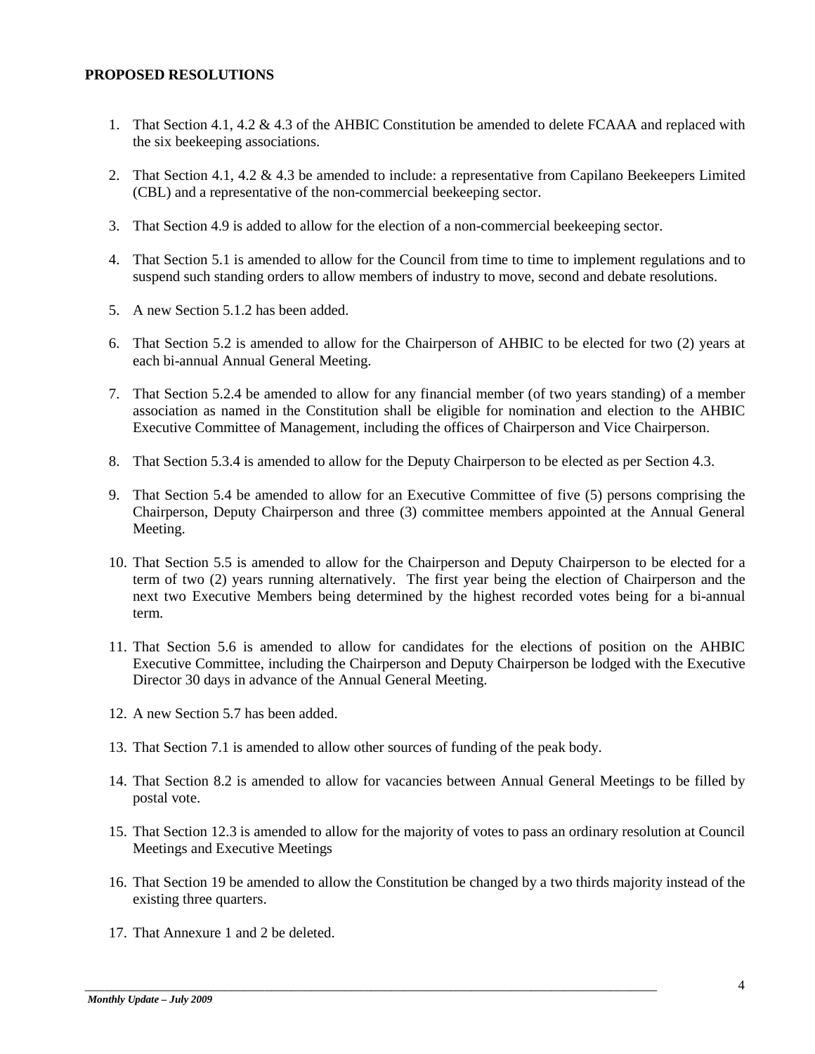**PROPOSED RESOLUTIONS**

1. That Section 4.1, 4.2 & 4.3 of the AHBIC Constitution be amended to delete FCAAA and replaced with the six beekeeping associations.

2. That Section 4.1, 4.2 & 4.3 be amended to include: a representative from Capilano Beekeepers Limited (CBL) and a representative of the non-commercial beekeeping sector.

3. That Section 4.9 is added to allow for the election of a non-commercial beekeeping sector.

4. That Section 5.1 is amended to allow for the Council from time to time to implement regulations and to suspend such standing orders to allow members of industry to move, second and debate resolutions.

5. A new Section 5.1.2 has been added.

6. That Section 5.2 is amended to allow for the Chairperson of AHBIC to be elected for two (2) years at each bi-annual Annual General Meeting.

7. That Section 5.2.4 be amended to allow for any financial member (of two years standing) of a member association as named in the Constitution shall be eligible for nomination and election to the AHBIC Executive Committee of Management, including the offices of Chairperson and Vice Chairperson.

8. That Section 5.3.4 is amended to allow for the Deputy Chairperson to be elected as per Section 4.3.

9. That Section 5.4 be amended to allow for an Executive Committee of five (5) persons comprising the Chairperson, Deputy Chairperson and three (3) committee members appointed at the Annual General Meeting.

10. That Section 5.5 is amended to allow for the Chairperson and Deputy Chairperson to be elected for a term of two (2) years running alternatively. The first year being the election of Chairperson and the next two Executive Members being determined by the highest recorded votes being for a bi-annual term.

11. That Section 5.6 is amended to allow for candidates for the elections of position on the AHBIC Executive Committee, including the Chairperson and Deputy Chairperson be lodged with the Executive Director 30 days in advance of the Annual General Meeting.

12. A new Section 5.7 has been added.

13. That Section 7.1 is amended to allow other sources of funding of the peak body.

14. That Section 8.2 is amended to allow for vacancies between Annual General Meetings to be filled by postal vote.

15. That Section 12.3 is amended to allow for the majority of votes to pass an ordinary resolution at Council Meetings and Executive Meetings

16. That Section 19 be amended to allow the Constitution be changed by a two thirds majority instead of the existing three quarters.

17. That Annexure 1 and 2 be deleted.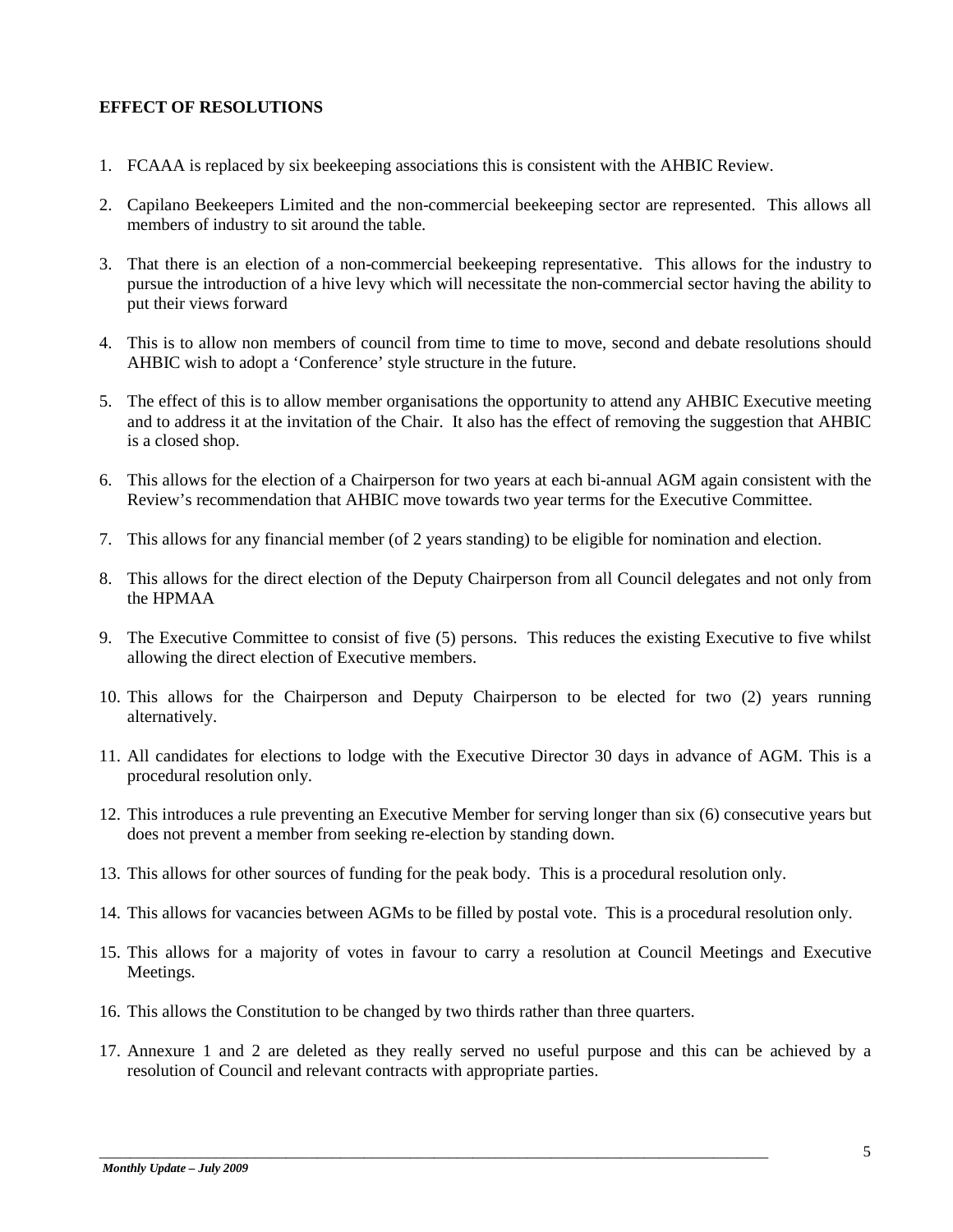**EFFECT OF RESOLUTIONS**

1. FCAAA is replaced by six beekeeping associations this is consistent with the AHBIC Review.

2. Capilano Beekeepers Limited and the non-commercial beekeeping sector are represented. This allows all members of industry to sit around the table.

3. That there is an election of a non-commercial beekeeping representative. This allows for the industry to pursue the introduction of a hive levy which will necessitate the non-commercial sector having the ability to put their views forward

4. This is to allow non members of council from time to time to move, second and debate resolutions should AHBIC wish to adopt a 'Conference' style structure in the future.

5. The effect of this is to allow member organisations the opportunity to attend any AHBIC Executive meeting and to address it at the invitation of the Chair. It also has the effect of removing the suggestion that AHBIC is a closed shop.

6. This allows for the election of a Chairperson for two years at each bi-annual AGM again consistent with the Review's recommendation that AHBIC move towards two year terms for the Executive Committee.

7. This allows for any financial member (of 2 years standing) to be eligible for nomination and election.

8. This allows for the direct election of the Deputy Chairperson from all Council delegates and not only from the HPMAA

9. The Executive Committee to consist of five (5) persons. This reduces the existing Executive to five whilst allowing the direct election of Executive members.

10. This allows for the Chairperson and Deputy Chairperson to be elected for two (2) years running alternatively.

11. All candidates for elections to lodge with the Executive Director 30 days in advance of AGM. This is a procedural resolution only.

12. This introduces a rule preventing an Executive Member for serving longer than six (6) consecutive years but does not prevent a member from seeking re-election by standing down.

13. This allows for other sources of funding for the peak body. This is a procedural resolution only.

14. This allows for vacancies between AGMs to be filled by postal vote. This is a procedural resolution only.

15. This allows for a majority of votes in favour to carry a resolution at Council Meetings and Executive Meetings.

16. This allows the Constitution to be changed by two thirds rather than three quarters.

17. Annexure 1 and 2 are deleted as they really served no useful purpose and this can be achieved by a resolution of Council and relevant contracts with appropriate parties.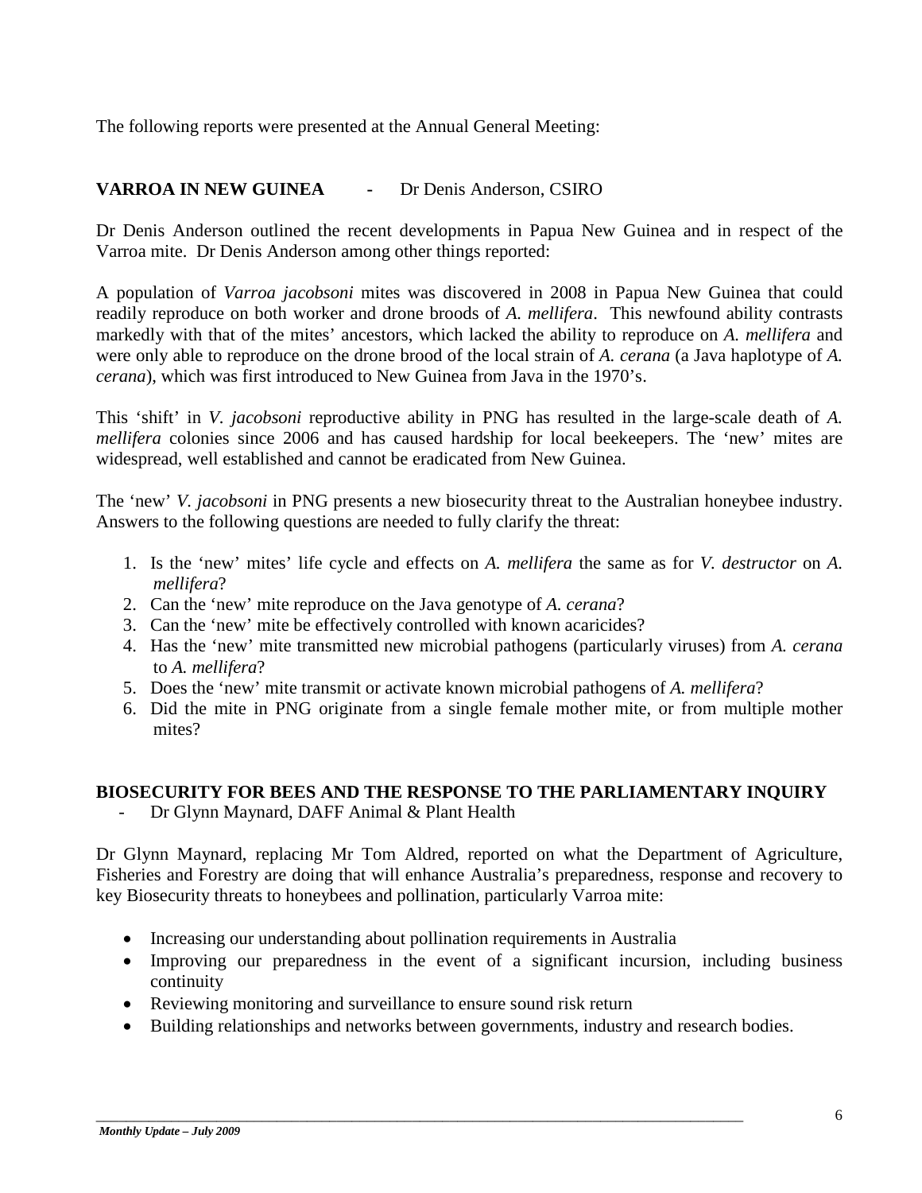The following reports were presented at the Annual General Meeting:

**VARROA IN NEW GUINEA** - Dr Denis Anderson, CSIRO

Dr Denis Anderson outlined the recent developments in Papua New Guinea and in respect of the Varroa mite. Dr Denis Anderson among other things reported:

A population of *Varroa jacobsoni* mites was discovered in 2008 in Papua New Guinea that could readily reproduce on both worker and drone broods of *A. mellifera*. This newfound ability contrasts markedly with that of the mites' ancestors, which lacked the ability to reproduce on *A. mellifera* and were only able to reproduce on the drone brood of the local strain of *A. cerana* (a Java haplotype of *A. cerana*), which was first introduced to New Guinea from Java in the 1970's.

This 'shift' in *V. jacobsoni* reproductive ability in PNG has resulted in the large-scale death of *A. mellifera* colonies since 2006 and has caused hardship for local beekeepers. The 'new' mites are widespread, well established and cannot be eradicated from New Guinea.

The 'new' *V. jacobsoni* in PNG presents a new biosecurity threat to the Australian honeybee industry. Answers to the following questions are needed to fully clarify the threat:

1. Is the 'new' mites' life cycle and effects on *A. mellifera* the same as for *V. destructor* on *A. mellifera*?
2. Can the 'new' mite reproduce on the Java genotype of *A. cerana*?
3. Can the 'new' mite be effectively controlled with known acaricides?
4. Has the 'new' mite transmitted new microbial pathogens (particularly viruses) from *A. cerana* to *A. mellifera*?
5. Does the 'new' mite transmit or activate known microbial pathogens of *A. mellifera*?
6. Did the mite in PNG originate from a single female mother mite, or from multiple mother mites?

**BIOSECURITY FOR BEES AND THE RESPONSE TO THE PARLIAMENTARY INQUIRY**
- Dr Glynn Maynard, DAFF Animal & Plant Health

Dr Glynn Maynard, replacing Mr Tom Aldred, reported on what the Department of Agriculture, Fisheries and Forestry are doing that will enhance Australia's preparedness, response and recovery to key Biosecurity threats to honeybees and pollination, particularly Varroa mite:

- Increasing our understanding about pollination requirements in Australia
- Improving our preparedness in the event of a significant incursion, including business continuity
- Reviewing monitoring and surveillance to ensure sound risk return
- Building relationships and networks between governments, industry and research bodies.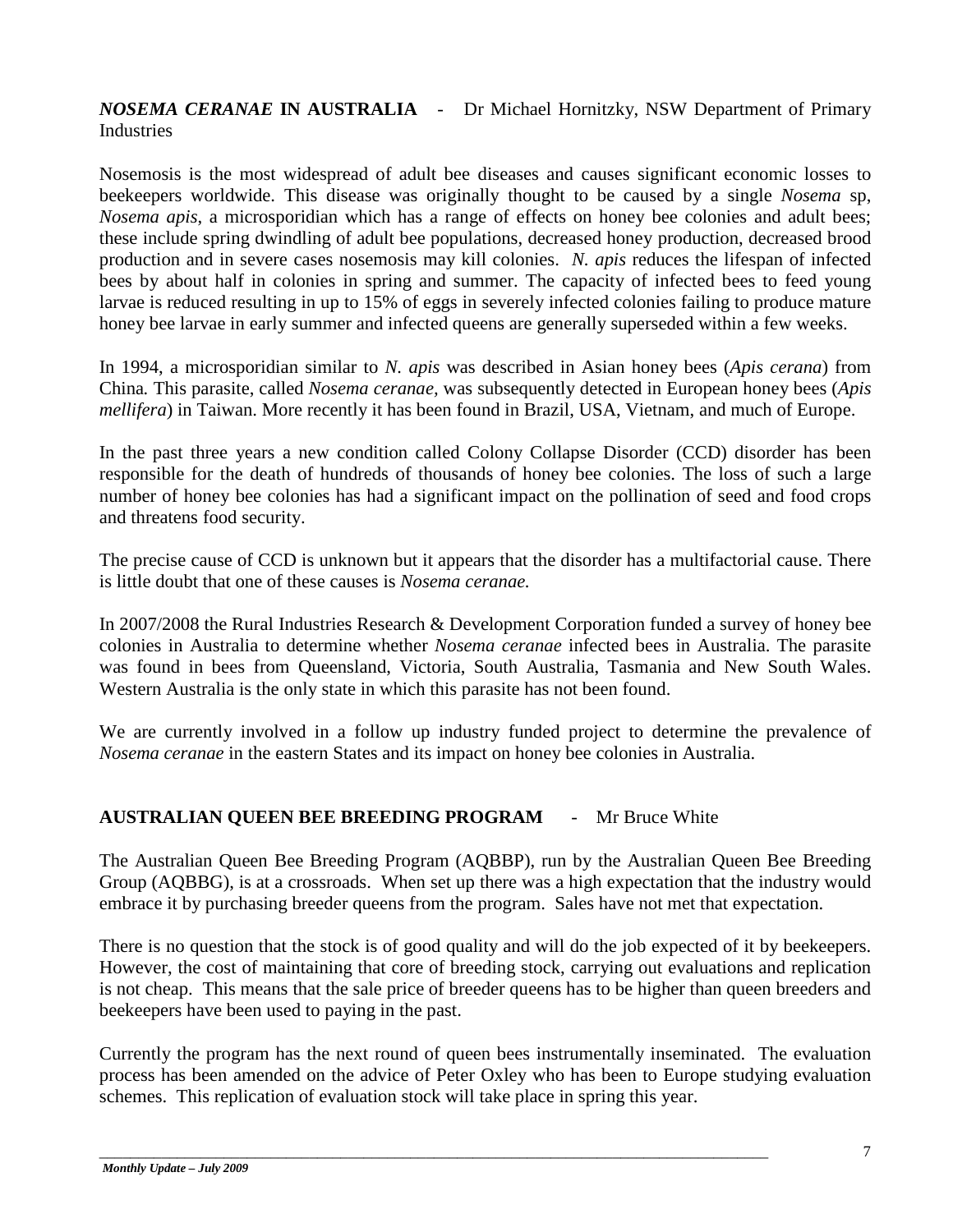## ***NOSEMA CERANAE*** **IN AUSTRALIA** - Dr Michael Hornitzky, NSW Department of Primary Industries

Nosemosis is the most widespread of adult bee diseases and causes significant economic losses to beekeepers worldwide. This disease was originally thought to be caused by a single *Nosema* sp, *Nosema apis*, a microsporidian which has a range of effects on honey bee colonies and adult bees; these include spring dwindling of adult bee populations, decreased honey production, decreased brood production and in severe cases nosemosis may kill colonies. *N. apis* reduces the lifespan of infected bees by about half in colonies in spring and summer. The capacity of infected bees to feed young larvae is reduced resulting in up to 15% of eggs in severely infected colonies failing to produce mature honey bee larvae in early summer and infected queens are generally superseded within a few weeks.

In 1994, a microsporidian similar to *N. apis* was described in Asian honey bees (*Apis cerana*) from China. This parasite, called *Nosema ceranae,* was subsequently detected in European honey bees (*Apis mellifera*) in Taiwan. More recently it has been found in Brazil, USA, Vietnam, and much of Europe.

In the past three years a new condition called Colony Collapse Disorder (CCD) disorder has been responsible for the death of hundreds of thousands of honey bee colonies. The loss of such a large number of honey bee colonies has had a significant impact on the pollination of seed and food crops and threatens food security.

The precise cause of CCD is unknown but it appears that the disorder has a multifactorial cause. There is little doubt that one of these causes is *Nosema ceranae.*

In 2007/2008 the Rural Industries Research & Development Corporation funded a survey of honey bee colonies in Australia to determine whether *Nosema ceranae* infected bees in Australia. The parasite was found in bees from Queensland, Victoria, South Australia, Tasmania and New South Wales. Western Australia is the only state in which this parasite has not been found.

We are currently involved in a follow up industry funded project to determine the prevalence of *Nosema ceranae* in the eastern States and its impact on honey bee colonies in Australia.

## **AUSTRALIAN QUEEN BEE BREEDING PROGRAM** - Mr Bruce White

The Australian Queen Bee Breeding Program (AQBBP), run by the Australian Queen Bee Breeding Group (AQBBG), is at a crossroads. When set up there was a high expectation that the industry would embrace it by purchasing breeder queens from the program. Sales have not met that expectation.

There is no question that the stock is of good quality and will do the job expected of it by beekeepers. However, the cost of maintaining that core of breeding stock, carrying out evaluations and replication is not cheap. This means that the sale price of breeder queens has to be higher than queen breeders and beekeepers have been used to paying in the past.

Currently the program has the next round of queen bees instrumentally inseminated. The evaluation process has been amended on the advice of Peter Oxley who has been to Europe studying evaluation schemes. This replication of evaluation stock will take place in spring this year.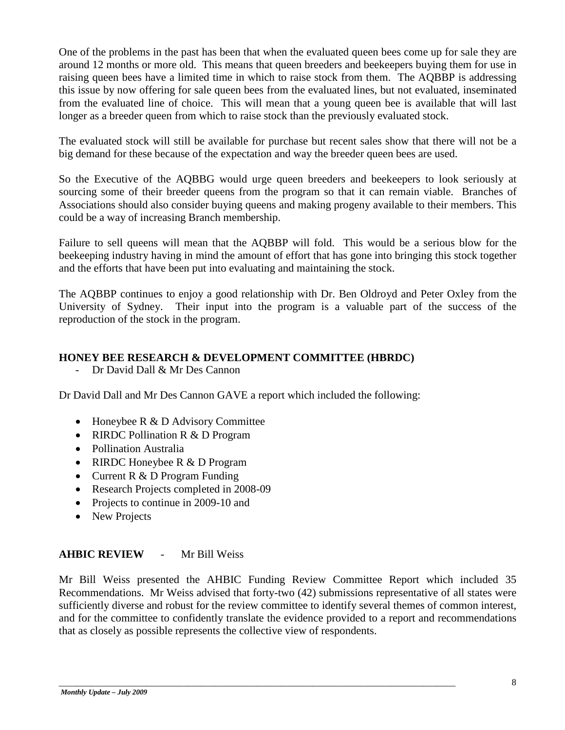One of the problems in the past has been that when the evaluated queen bees come up for sale they are around 12 months or more old. This means that queen breeders and beekeepers buying them for use in raising queen bees have a limited time in which to raise stock from them. The AQBBP is addressing this issue by now offering for sale queen bees from the evaluated lines, but not evaluated, inseminated from the evaluated line of choice. This will mean that a young queen bee is available that will last longer as a breeder queen from which to raise stock than the previously evaluated stock.

The evaluated stock will still be available for purchase but recent sales show that there will not be a big demand for these because of the expectation and way the breeder queen bees are used.

So the Executive of the AQBBG would urge queen breeders and beekeepers to look seriously at sourcing some of their breeder queens from the program so that it can remain viable. Branches of Associations should also consider buying queens and making progeny available to their members. This could be a way of increasing Branch membership.

Failure to sell queens will mean that the AQBBP will fold. This would be a serious blow for the beekeeping industry having in mind the amount of effort that has gone into bringing this stock together and the efforts that have been put into evaluating and maintaining the stock.

The AQBBP continues to enjoy a good relationship with Dr. Ben Oldroyd and Peter Oxley from the University of Sydney. Their input into the program is a valuable part of the success of the reproduction of the stock in the program.

## HONEY BEE RESEARCH & DEVELOPMENT COMMITTEE (HBRDC)

- Dr David Dall & Mr Des Cannon

Dr David Dall and Mr Des Cannon GAVE a report which included the following:

- Honeybee R & D Advisory Committee
- RIRDC Pollination R & D Program
- Pollination Australia
- RIRDC Honeybee R & D Program
- Current R & D Program Funding
- Research Projects completed in 2008-09
- Projects to continue in 2009-10 and
- New Projects

## AHBIC REVIEW - Mr Bill Weiss

Mr Bill Weiss presented the AHBIC Funding Review Committee Report which included 35 Recommendations. Mr Weiss advised that forty-two (42) submissions representative of all states were sufficiently diverse and robust for the review committee to identify several themes of common interest, and for the committee to confidently translate the evidence provided to a report and recommendations that as closely as possible represents the collective view of respondents.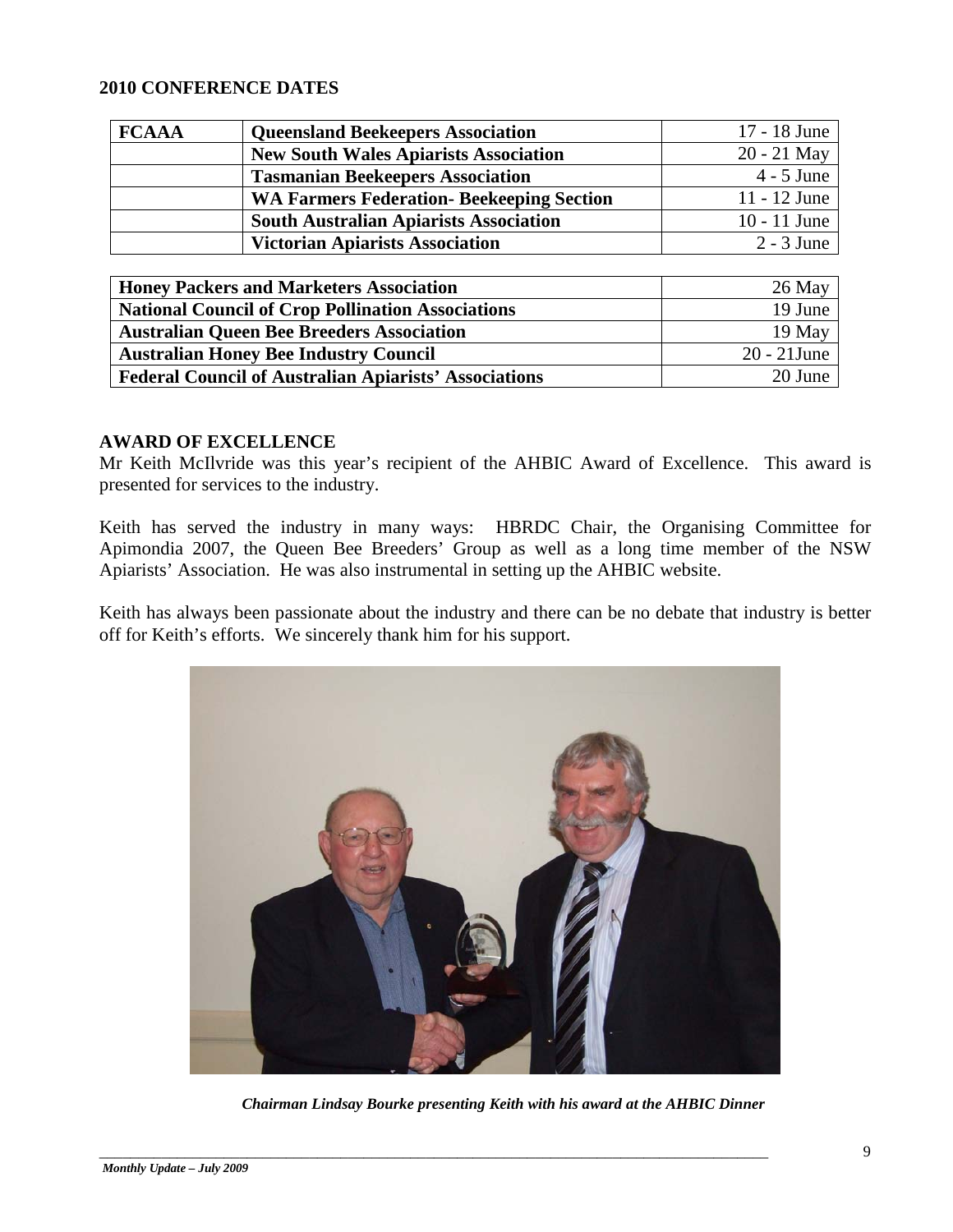## 2010 CONFERENCE DATES

| FCAAA | Queensland Beekeepers Association | 17 - 18 June |
|---|---|---|
| | New South Wales Apiarists Association | 20 - 21 May |
| | Tasmanian Beekeepers Association | 4 - 5 June |
| | WA Farmers Federation- Beekeeping Section | 11 - 12 June |
| | South Australian Apiarists Association | 10 - 11 June |
| | Victorian Apiarists Association | 2 - 3 June |

| Honey Packers and Marketers Association | 26 May |
|---|---|
| National Council of Crop Pollination Associations | 19 June |
| Australian Queen Bee Breeders Association | 19 May |
| Australian Honey Bee Industry Council | 20 - 21June |
| Federal Council of Australian Apiarists' Associations | 20 June |

## AWARD OF EXCELLENCE

Mr Keith McIlvride was this year's recipient of the AHBIC Award of Excellence. This award is presented for services to the industry.

Keith has served the industry in many ways: HBRDC Chair, the Organising Committee for Apimondia 2007, the Queen Bee Breeders' Group as well as a long time member of the NSW Apiarists' Association. He was also instrumental in setting up the AHBIC website.

Keith has always been passionate about the industry and there can be no debate that industry is better off for Keith's efforts. We sincerely thank him for his support.

*Chairman Lindsay Bourke presenting Keith with his award at the AHBIC Dinner*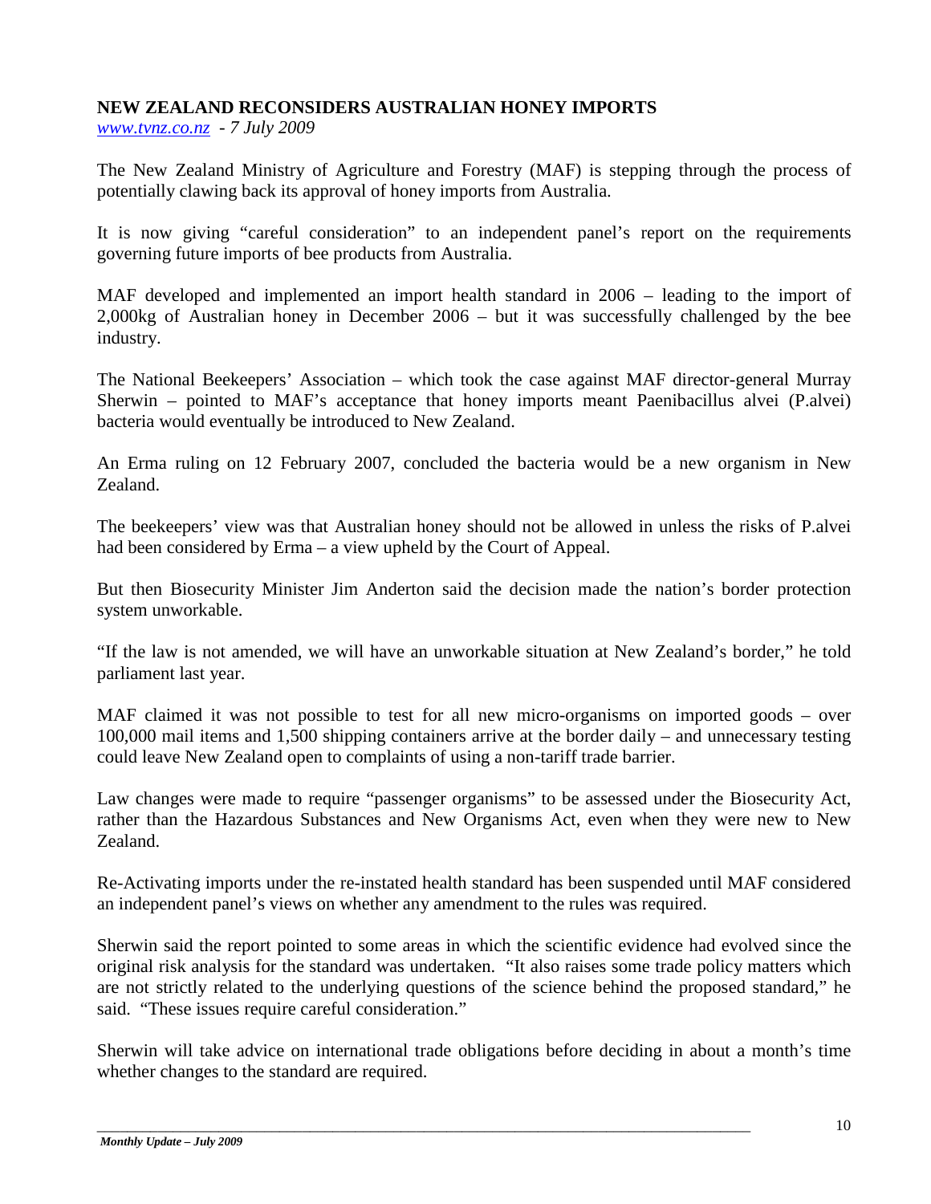**NEW ZEALAND RECONSIDERS AUSTRALIAN HONEY IMPORTS**

*www.tvnz.co.nz - 7 July 2009*

The New Zealand Ministry of Agriculture and Forestry (MAF) is stepping through the process of potentially clawing back its approval of honey imports from Australia.

It is now giving "careful consideration" to an independent panel's report on the requirements governing future imports of bee products from Australia.

MAF developed and implemented an import health standard in 2006 – leading to the import of 2,000kg of Australian honey in December 2006 – but it was successfully challenged by the bee industry.

The National Beekeepers' Association – which took the case against MAF director-general Murray Sherwin – pointed to MAF's acceptance that honey imports meant Paenibacillus alvei (P.alvei) bacteria would eventually be introduced to New Zealand.

An Erma ruling on 12 February 2007, concluded the bacteria would be a new organism in New Zealand.

The beekeepers' view was that Australian honey should not be allowed in unless the risks of P.alvei had been considered by Erma – a view upheld by the Court of Appeal.

But then Biosecurity Minister Jim Anderton said the decision made the nation's border protection system unworkable.

"If the law is not amended, we will have an unworkable situation at New Zealand's border," he told parliament last year.

MAF claimed it was not possible to test for all new micro-organisms on imported goods – over 100,000 mail items and 1,500 shipping containers arrive at the border daily – and unnecessary testing could leave New Zealand open to complaints of using a non-tariff trade barrier.

Law changes were made to require "passenger organisms" to be assessed under the Biosecurity Act, rather than the Hazardous Substances and New Organisms Act, even when they were new to New Zealand.

Re-Activating imports under the re-instated health standard has been suspended until MAF considered an independent panel's views on whether any amendment to the rules was required.

Sherwin said the report pointed to some areas in which the scientific evidence had evolved since the original risk analysis for the standard was undertaken. "It also raises some trade policy matters which are not strictly related to the underlying questions of the science behind the proposed standard," he said. "These issues require careful consideration."

Sherwin will take advice on international trade obligations before deciding in about a month's time whether changes to the standard are required.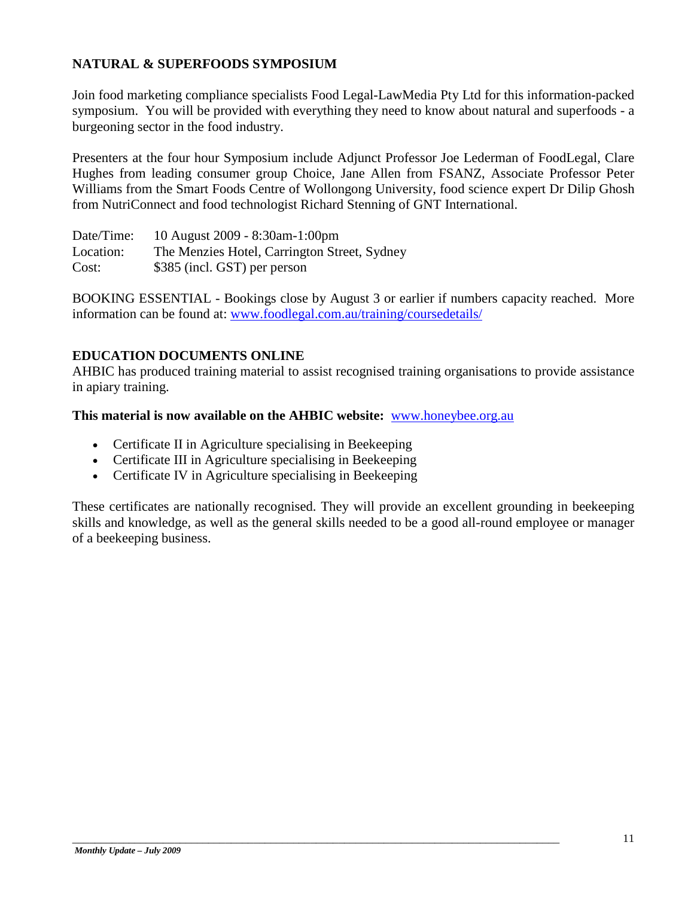## NATURAL & SUPERFOODS SYMPOSIUM

Join food marketing compliance specialists Food Legal-LawMedia Pty Ltd for this information-packed symposium. You will be provided with everything they need to know about natural and superfoods - a burgeoning sector in the food industry.

Presenters at the four hour Symposium include Adjunct Professor Joe Lederman of FoodLegal, Clare Hughes from leading consumer group Choice, Jane Allen from FSANZ, Associate Professor Peter Williams from the Smart Foods Centre of Wollongong University, food science expert Dr Dilip Ghosh from NutriConnect and food technologist Richard Stenning of GNT International.

| | |
|---|---|
| Date/Time: | 10 August 2009 - 8:30am-1:00pm |
| Location: | The Menzies Hotel, Carrington Street, Sydney |
| Cost: | $385 (incl. GST) per person |

BOOKING ESSENTIAL - Bookings close by August 3 or earlier if numbers capacity reached. More information can be found at: www.foodlegal.com.au/training/coursedetails/

## EDUCATION DOCUMENTS ONLINE

AHBIC has produced training material to assist recognised training organisations to provide assistance in apiary training.

**This material is now available on the AHBIC website:** www.honeybee.org.au

- Certificate II in Agriculture specialising in Beekeeping
- Certificate III in Agriculture specialising in Beekeeping
- Certificate IV in Agriculture specialising in Beekeeping

These certificates are nationally recognised. They will provide an excellent grounding in beekeeping skills and knowledge, as well as the general skills needed to be a good all-round employee or manager of a beekeeping business.